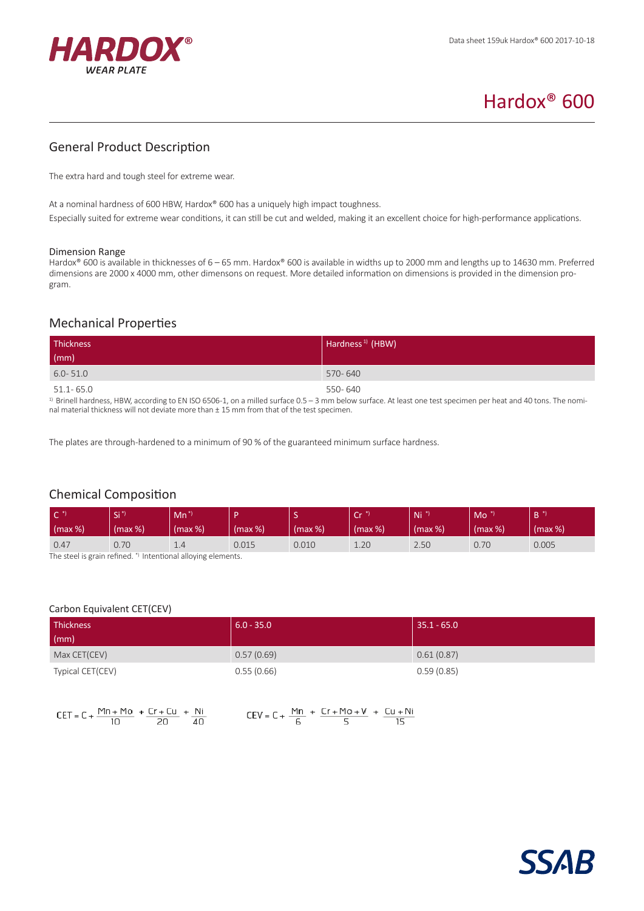HARDOX® WEAR PLATE

Data sheet 159uk Hardox® 600 2017-10-18

# Hardox® 600

## General Product Description

The extra hard and tough steel for extreme wear.

At a nominal hardness of 600 HBW, Hardox® 600 has a uniquely high impact toughness.
Especially suited for extreme wear conditions, it can still be cut and welded, making it an excellent choice for high-performance applications.

### Dimension Range

Hardox® 600 is available in thicknesses of 6 – 65 mm. Hardox® 600 is available in widths up to 2000 mm and lengths up to 14630 mm. Preferred dimensions are 2000 x 4000 mm, other dimensons on request. More detailed information on dimensions is provided in the dimension program.

## Mechanical Properties

| Thickness (mm) | Hardness [1] (HBW) |
|---|---|
| 6.0- 51.0 | 570- 640 |
| 51.1- 65.0 | 550- 640 |

[1] Brinell hardness, HBW, according to EN ISO 6506-1, on a milled surface 0.5 – 3 mm below surface. At least one test specimen per heat and 40 tons. The nominal material thickness will not deviate more than ± 15 mm from that of the test specimen.

The plates are through-hardened to a minimum of 90 % of the guaranteed minimum surface hardness.

## Chemical Composition

| C *) (max %) | Si *) (max %) | Mn *) (max %) | P (max %) | S (max %) | Cr *) (max %) | Ni *) (max %) | Mo *) (max %) | B *) (max %) |
|---|---|---|---|---|---|---|---|---|
| 0.47 | 0.70 | 1.4 | 0.015 | 0.010 | 1.20 | 2.50 | 0.70 | 0.005 |

The steel is grain refined. *) Intentional alloying elements.

### Carbon Equivalent CET(CEV)

| Thickness (mm) | 6.0 - 35.0 | 35.1 - 65.0 |
|---|---|---|
| Max CET(CEV) | 0.57 (0.69) | 0.61 (0.87) |
| Typical CET(CEV) | 0.55 (0.66) | 0.59 (0.85) |

$$CET = C + \frac{Mn + Mo}{10} + \frac{Cr + Cu}{20} + \frac{Ni}{40}$$

$$CEV = C + \frac{Mn}{6} + \frac{Cr + Mo + V}{5} + \frac{Cu + Ni}{15}$$

SSAB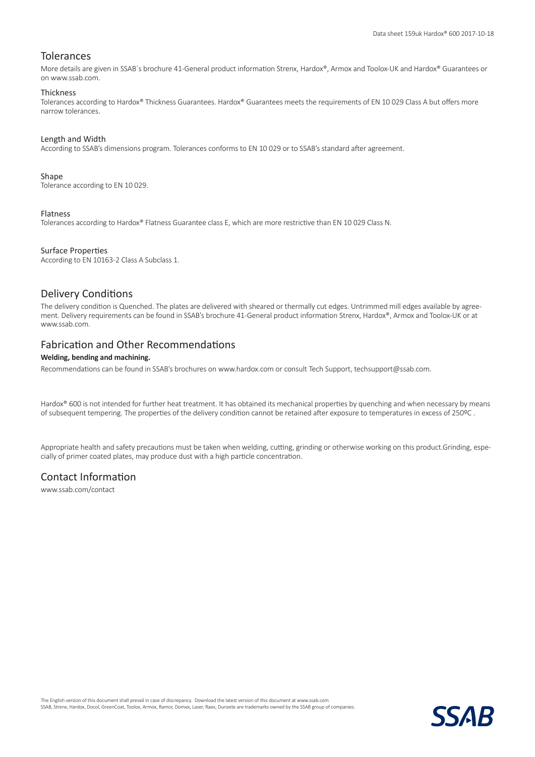## Tolerances

More details are given in SSAB´s brochure 41-General product information Strenx, Hardox®, Armox and Toolox-UK and Hardox® Guarantees or on www.ssab.com.

### Thickness

Tolerances according to Hardox® Thickness Guarantees. Hardox® Guarantees meets the requirements of EN 10 029 Class A but offers more narrow tolerances.

### Length and Width

According to SSAB's dimensions program. Tolerances conforms to EN 10 029 or to SSAB's standard after agreement.

### Shape

Tolerance according to EN 10 029.

### Flatness

Tolerances according to Hardox® Flatness Guarantee class E, which are more restrictive than EN 10 029 Class N.

### Surface Properties

According to EN 10163-2 Class A Subclass 1.

## Delivery Conditions

The delivery condition is Quenched. The plates are delivered with sheared or thermally cut edges. Untrimmed mill edges available by agreement. Delivery requirements can be found in SSAB's brochure 41-General product information Strenx, Hardox®, Armox and Toolox-UK or at www.ssab.com.

## Fabrication and Other Recommendations

**Welding, bending and machining.**

Recommendations can be found in SSAB's brochures on www.hardox.com or consult Tech Support, techsupport@ssab.com.

Hardox® 600 is not intended for further heat treatment. It has obtained its mechanical properties by quenching and when necessary by means of subsequent tempering. The properties of the delivery condition cannot be retained after exposure to temperatures in excess of 250ºC .

Appropriate health and safety precautions must be taken when welding, cutting, grinding or otherwise working on this product.Grinding, especially of primer coated plates, may produce dust with a high particle concentration.

## Contact Information

www.ssab.com/contact

The English version of this document shall prevail in case of discrepancy. Download the latest version of this document at www.ssab.com
SSAB, Strenx, Hardox, Docol, GreenCoat, Toolox, Armox, Ramor, Domex, Laser, Raex, Duroxite are trademarks owned by the SSAB group of companies.

SSAB